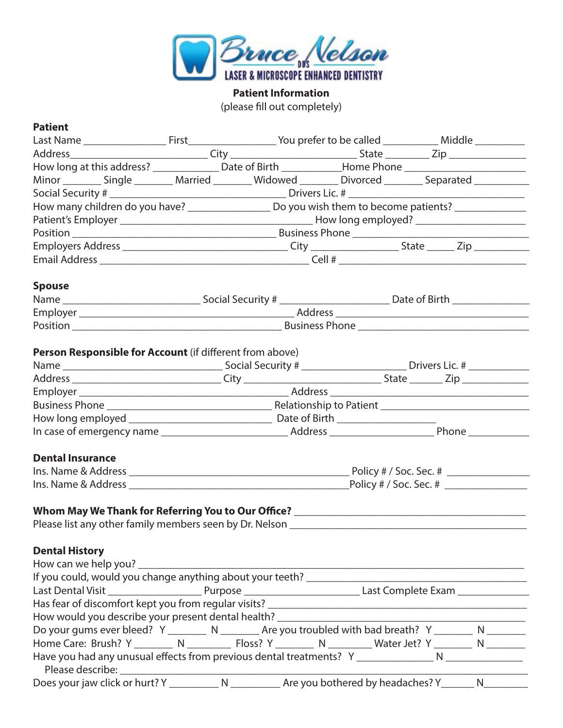Bruce Nelson DDS
LASER & MICROSCOPE ENHANCED DENTISTRY

**Patient Information**
(please fill out completely)

**Patient**

Last Name _______________ First________________ You prefer to be called __________ Middle _________
Address_________________________ City ______________________ State ________ Zip ______________
How long at this address? ____________ Date of Birth ___________Home Phone ______________________
Minor _______ Single _______ Married _______ Widowed _______ Divorced _______ Separated __________
Social Security # ________________________________ Drivers Lic. # ________________________________
How many children do you have? _______________ Do you wish them to become patients? _____________
Patient's Employer __________________________________ How long employed? ____________________
Position ____________________________________ Business Phone ________________________________
Employers Address ______________________________ City _______________ State _____ Zip __________
Email Address _______________________________________ Cell # __________________________________

**Spouse**

Name _________________________ Social Security # ____________________ Date of Birth ______________
Employer ____________________________________ Address ____________________________________
Position _______________________________________ Business Phone ________________________________

**Person Responsible for Account** (if different from above)

Name ___________________________ Social Security # ___________________ Drivers Lic. # ___________
Address ____________________________ City _________________________ State ______ Zip ____________
Employer ____________________________________ Address ______________________________________
Business Phone _______________________________ Relationship to Patient ____________________________
How long employed ___________________________ Date of Birth _________________
In case of emergency name _______________________ Address ___________________ Phone ___________

**Dental Insurance**

Ins. Name & Address ________________________________________ Policy # / Soc. Sec. # _______________
Ins. Name & Address ________________________________________Policy # / Soc. Sec. # _______________

**Whom May We Thank for Referring You to Our Office?** ________________________________________
Please list any other family members seen by Dr. Nelson __________________________________________

**Dental History**

How can we help you? ________________________________________________________________________
If you could, would you change anything about your teeth? ___________________________________________
Last Dental Visit _________________ Purpose _____________________ Last Complete Exam _____________
Has fear of discomfort kept you from regular visits? _________________________________________________
How would you describe your present dental health? _________________________________________________
Do your gums ever bleed? Y _______ N _______ Are you troubled with bad breath? Y _______ N _______
Home Care: Brush? Y _______ N ________ Floss? Y _______ N ________ Water Jet? Y _______ N _______
Have you had any unusual effects from previous dental treatments? Y ______________ N ______________
Please describe: _____________________________________________________________________________
Does your jaw click or hurt? Y _________ N _________ Are you bothered by headaches? Y______ N________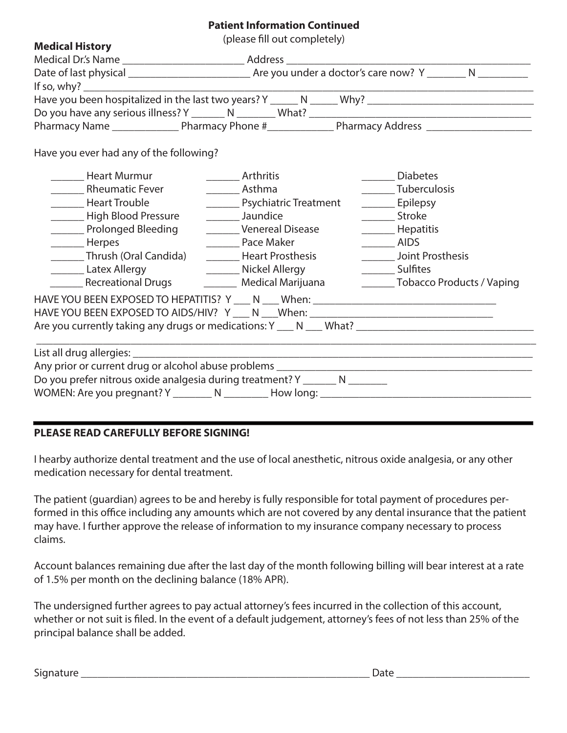**Patient Information Continued**

(please fill out completely)

**Medical History**

Medical Dr.'s Name ______________________ Address ____________________________________________

Date of last physical ______________________ Are you under a doctor's care now? Y _______ N _________

If so, why? ____________________________________________________________________________

Have you been hospitalized in the last two years? Y _____ N _____ Why? ______________________________

Do you have any serious illness? Y ______ N _______ What? ________________________________________

Pharmacy Name ____________ Pharmacy Phone #____________ Pharmacy Address ___________________

Have you ever had any of the following?

| | | |
|---|---|---|
| ______ Heart Murmur | ______ Arthritis | ______ Diabetes |
| ______ Rheumatic Fever | ______ Asthma | ______ Tuberculosis |
| ______ Heart Trouble | ______ Psychiatric Treatment | ______ Epilepsy |
| ______ High Blood Pressure | ______ Jaundice | ______ Stroke |
| ______ Prolonged Bleeding | ______ Venereal Disease | ______ Hepatitis |
| ______ Herpes | ______ Pace Maker | ______ AIDS |
| ______ Thrush (Oral Candida) | ______ Heart Prosthesis | ______ Joint Prosthesis |
| ______ Latex Allergy | ______ Nickel Allergy | ______ Sulfites |
| ______ Recreational Drugs | ______ Medical Marijuana | ______ Tobacco Products / Vaping |

HAVE YOU BEEN EXPOSED TO HEPATITIS? Y ___ N ___ When: _________________________________

HAVE YOU BEEN EXPOSED TO AIDS/HIV? Y ___ N ___When: _________________________________

Are you currently taking any drugs or medications: Y ___ N ___ What? _________________________________

_______________________________________________________________________________________

List all drug allergies: ____________________________________________________________________

Any prior or current drug or alcohol abuse problems ______________________________________________

Do you prefer nitrous oxide analgesia during treatment? Y ______ N _______

WOMEN: Are you pregnant? Y _______ N ________ How long: ______________________________________

---

**PLEASE READ CAREFULLY BEFORE SIGNING!**

I hearby authorize dental treatment and the use of local anesthetic, nitrous oxide analgesia, or any other medication necessary for dental treatment.

The patient (guardian) agrees to be and hereby is fully responsible for total payment of procedures performed in this office including any amounts which are not covered by any dental insurance that the patient may have. I further approve the release of information to my insurance company necessary to process claims.

Account balances remaining due after the last day of the month following billing will bear interest at a rate of 1.5% per month on the declining balance (18% APR).

The undersigned further agrees to pay actual attorney's fees incurred in the collection of this account, whether or not suit is filed. In the event of a default judgement, attorney's fees of not less than 25% of the principal balance shall be added.

Signature ___________________________________________________ Date ________________________